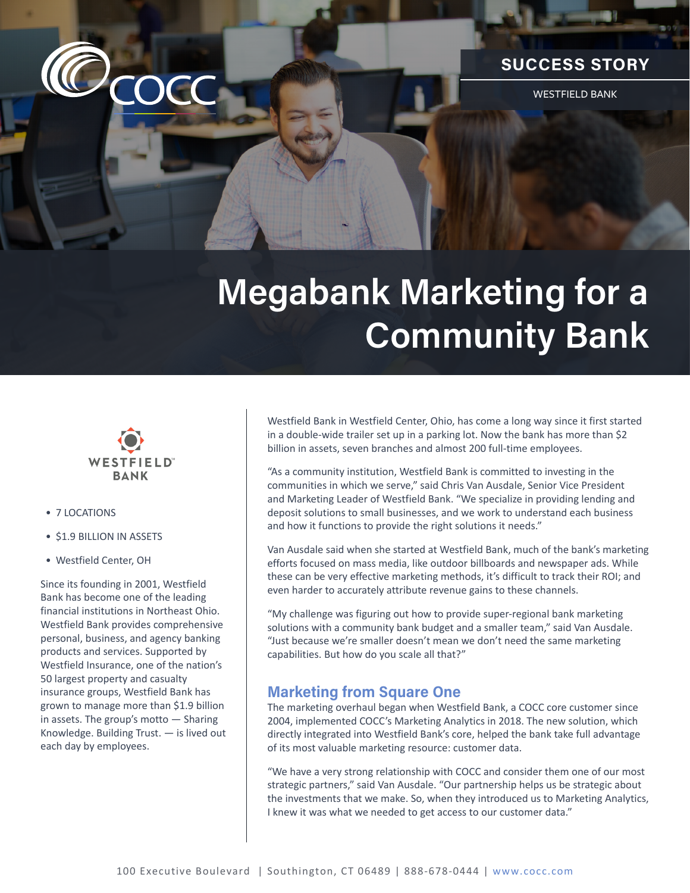SUCCESS STORY

WESTFIELD BANK

# Megabank Marketing for a Community Bank

WESTFIELD BANK

- 7 LOCATIONS
- $1.9 BILLION IN ASSETS
- Westfield Center, OH

Since its founding in 2001, Westfield Bank has become one of the leading financial institutions in Northeast Ohio. Westfield Bank provides comprehensive personal, business, and agency banking products and services. Supported by Westfield Insurance, one of the nation's 50 largest property and casualty insurance groups, Westfield Bank has grown to manage more than $1.9 billion in assets. The group's motto — Sharing Knowledge. Building Trust. — is lived out each day by employees.

Westfield Bank in Westfield Center, Ohio, has come a long way since it first started in a double-wide trailer set up in a parking lot. Now the bank has more than $2 billion in assets, seven branches and almost 200 full-time employees.

"As a community institution, Westfield Bank is committed to investing in the communities in which we serve," said Chris Van Ausdale, Senior Vice President and Marketing Leader of Westfield Bank. "We specialize in providing lending and deposit solutions to small businesses, and we work to understand each business and how it functions to provide the right solutions it needs."

Van Ausdale said when she started at Westfield Bank, much of the bank's marketing efforts focused on mass media, like outdoor billboards and newspaper ads. While these can be very effective marketing methods, it's difficult to track their ROI; and even harder to accurately attribute revenue gains to these channels.

"My challenge was figuring out how to provide super-regional bank marketing solutions with a community bank budget and a smaller team," said Van Ausdale. "Just because we're smaller doesn't mean we don't need the same marketing capabilities. But how do you scale all that?"

## Marketing from Square One

The marketing overhaul began when Westfield Bank, a COCC core customer since 2004, implemented COCC's Marketing Analytics in 2018. The new solution, which directly integrated into Westfield Bank's core, helped the bank take full advantage of its most valuable marketing resource: customer data.

"We have a very strong relationship with COCC and consider them one of our most strategic partners," said Van Ausdale. "Our partnership helps us be strategic about the investments that we make. So, when they introduced us to Marketing Analytics, I knew it was what we needed to get access to our customer data."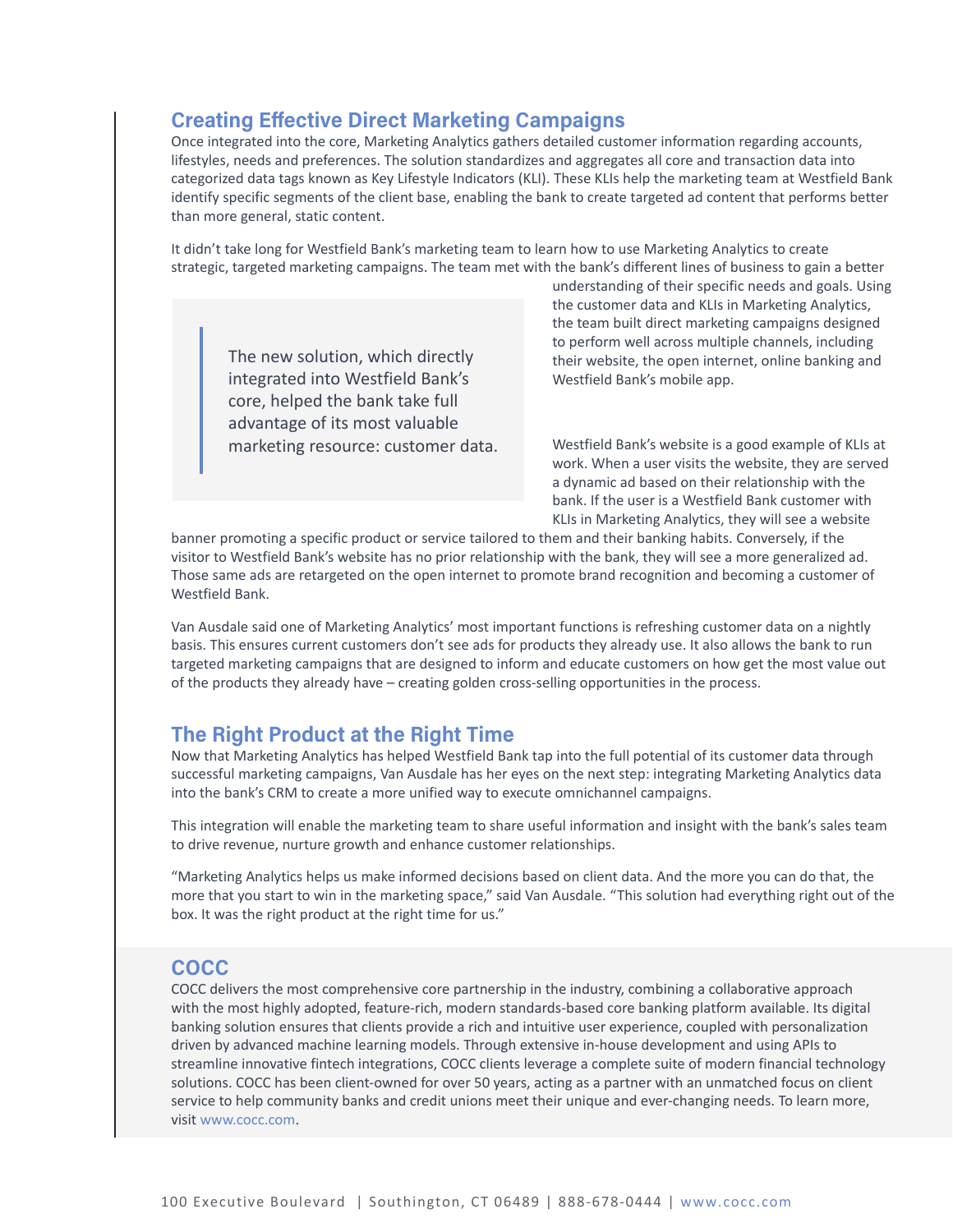## Creating Effective Direct Marketing Campaigns

Once integrated into the core, Marketing Analytics gathers detailed customer information regarding accounts, lifestyles, needs and preferences. The solution standardizes and aggregates all core and transaction data into categorized data tags known as Key Lifestyle Indicators (KLI). These KLIs help the marketing team at Westfield Bank identify specific segments of the client base, enabling the bank to create targeted ad content that performs better than more general, static content.

It didn't take long for Westfield Bank's marketing team to learn how to use Marketing Analytics to create strategic, targeted marketing campaigns. The team met with the bank's different lines of business to gain a better understanding of their specific needs and goals. Using the customer data and KLIs in Marketing Analytics, the team built direct marketing campaigns designed to perform well across multiple channels, including their website, the open internet, online banking and Westfield Bank's mobile app.

> The new solution, which directly integrated into Westfield Bank's core, helped the bank take full advantage of its most valuable marketing resource: customer data.

Westfield Bank's website is a good example of KLIs at work. When a user visits the website, they are served a dynamic ad based on their relationship with the bank. If the user is a Westfield Bank customer with KLIs in Marketing Analytics, they will see a website banner promoting a specific product or service tailored to them and their banking habits. Conversely, if the visitor to Westfield Bank's website has no prior relationship with the bank, they will see a more generalized ad. Those same ads are retargeted on the open internet to promote brand recognition and becoming a customer of Westfield Bank.

Van Ausdale said one of Marketing Analytics' most important functions is refreshing customer data on a nightly basis. This ensures current customers don't see ads for products they already use. It also allows the bank to run targeted marketing campaigns that are designed to inform and educate customers on how get the most value out of the products they already have – creating golden cross-selling opportunities in the process.

## The Right Product at the Right Time

Now that Marketing Analytics has helped Westfield Bank tap into the full potential of its customer data through successful marketing campaigns, Van Ausdale has her eyes on the next step: integrating Marketing Analytics data into the bank's CRM to create a more unified way to execute omnichannel campaigns.

This integration will enable the marketing team to share useful information and insight with the bank's sales team to drive revenue, nurture growth and enhance customer relationships.

"Marketing Analytics helps us make informed decisions based on client data. And the more you can do that, the more that you start to win in the marketing space," said Van Ausdale. "This solution had everything right out of the box. It was the right product at the right time for us."

## COCC

COCC delivers the most comprehensive core partnership in the industry, combining a collaborative approach with the most highly adopted, feature-rich, modern standards-based core banking platform available. Its digital banking solution ensures that clients provide a rich and intuitive user experience, coupled with personalization driven by advanced machine learning models. Through extensive in-house development and using APIs to streamline innovative fintech integrations, COCC clients leverage a complete suite of modern financial technology solutions. COCC has been client-owned for over 50 years, acting as a partner with an unmatched focus on client service to help community banks and credit unions meet their unique and ever-changing needs. To learn more, visit www.cocc.com.

100 Executive Boulevard | Southington, CT 06489 | 888-678-0444 | www.cocc.com